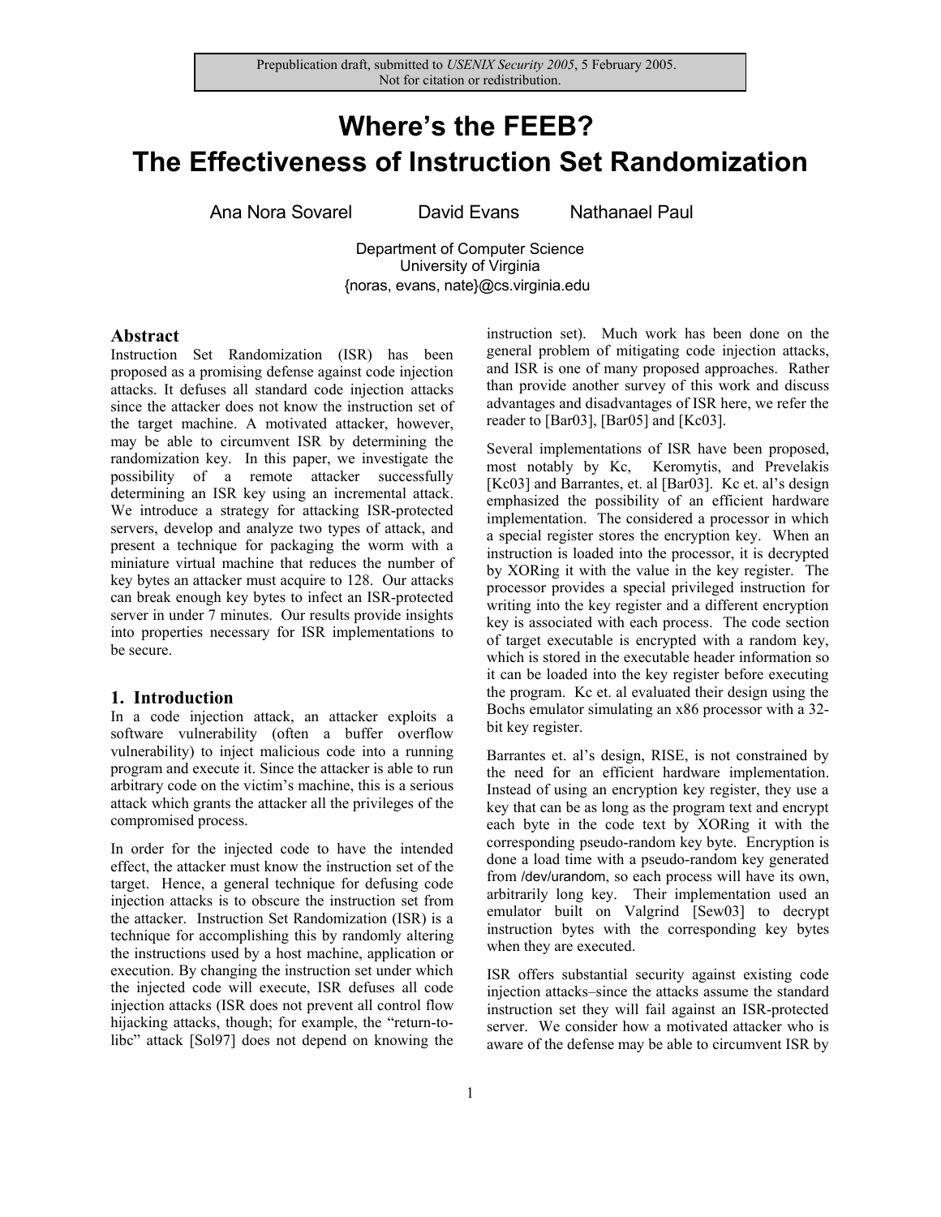Prepublication draft, submitted to *USENIX Security 2005*, 5 February 2005.
Not for citation or redistribution.

# Where's the FEEB? The Effectiveness of Instruction Set Randomization

Ana Nora Sovarel David Evans Nathanael Paul

Department of Computer Science
University of Virginia
{noras, evans, nate}@cs.virginia.edu

## Abstract

Instruction Set Randomization (ISR) has been proposed as a promising defense against code injection attacks. It defuses all standard code injection attacks since the attacker does not know the instruction set of the target machine. A motivated attacker, however, may be able to circumvent ISR by determining the randomization key. In this paper, we investigate the possibility of a remote attacker successfully determining an ISR key using an incremental attack. We introduce a strategy for attacking ISR-protected servers, develop and analyze two types of attack, and present a technique for packaging the worm with a miniature virtual machine that reduces the number of key bytes an attacker must acquire to 128. Our attacks can break enough key bytes to infect an ISR-protected server in under 7 minutes. Our results provide insights into properties necessary for ISR implementations to be secure.

## 1. Introduction

In a code injection attack, an attacker exploits a software vulnerability (often a buffer overflow vulnerability) to inject malicious code into a running program and execute it. Since the attacker is able to run arbitrary code on the victim's machine, this is a serious attack which grants the attacker all the privileges of the compromised process.

In order for the injected code to have the intended effect, the attacker must know the instruction set of the target. Hence, a general technique for defusing code injection attacks is to obscure the instruction set from the attacker. Instruction Set Randomization (ISR) is a technique for accomplishing this by randomly altering the instructions used by a host machine, application or execution. By changing the instruction set under which the injected code will execute, ISR defuses all code injection attacks (ISR does not prevent all control flow hijacking attacks, though; for example, the "return-to-libc" attack [Sol97] does not depend on knowing the instruction set). Much work has been done on the general problem of mitigating code injection attacks, and ISR is one of many proposed approaches. Rather than provide another survey of this work and discuss advantages and disadvantages of ISR here, we refer the reader to [Bar03], [Bar05] and [Kc03].

Several implementations of ISR have been proposed, most notably by Kc, Keromytis, and Prevelakis [Kc03] and Barrantes, et. al [Bar03]. Kc et. al's design emphasized the possibility of an efficient hardware implementation. The considered a processor in which a special register stores the encryption key. When an instruction is loaded into the processor, it is decrypted by XORing it with the value in the key register. The processor provides a special privileged instruction for writing into the key register and a different encryption key is associated with each process. The code section of target executable is encrypted with a random key, which is stored in the executable header information so it can be loaded into the key register before executing the program. Kc et. al evaluated their design using the Bochs emulator simulating an x86 processor with a 32-bit key register.

Barrantes et. al's design, RISE, is not constrained by the need for an efficient hardware implementation. Instead of using an encryption key register, they use a key that can be as long as the program text and encrypt each byte in the code text by XORing it with the corresponding pseudo-random key byte. Encryption is done a load time with a pseudo-random key generated from /dev/urandom, so each process will have its own, arbitrarily long key. Their implementation used an emulator built on Valgrind [Sew03] to decrypt instruction bytes with the corresponding key bytes when they are executed.

ISR offers substantial security against existing code injection attacks–since the attacks assume the standard instruction set they will fail against an ISR-protected server. We consider how a motivated attacker who is aware of the defense may be able to circumvent ISR by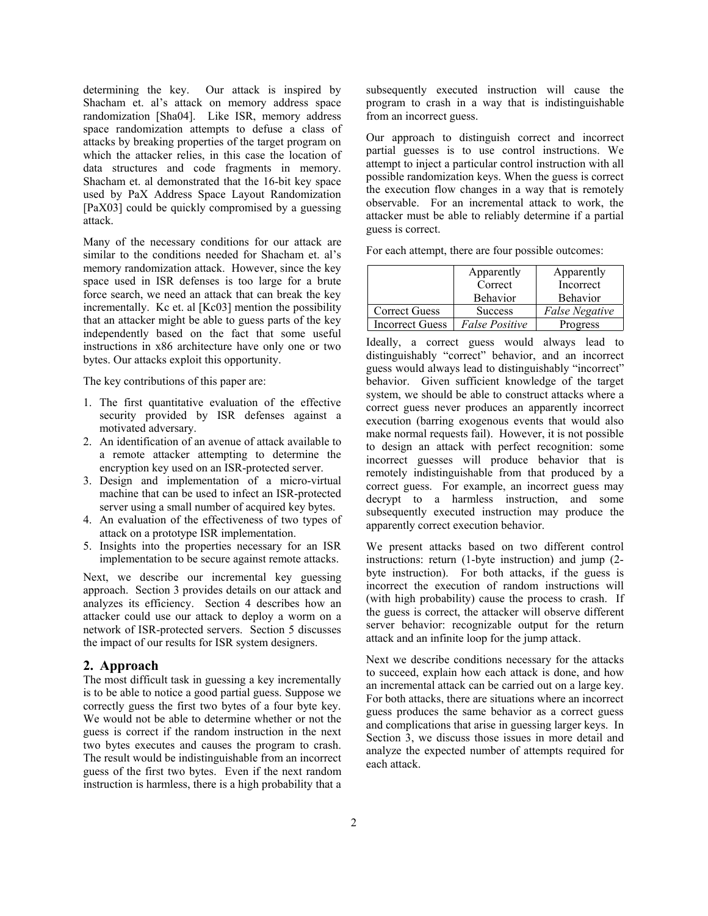determining the key. Our attack is inspired by Shacham et. al's attack on memory address space randomization [Sha04]. Like ISR, memory address space randomization attempts to defuse a class of attacks by breaking properties of the target program on which the attacker relies, in this case the location of data structures and code fragments in memory. Shacham et. al demonstrated that the 16-bit key space used by PaX Address Space Layout Randomization [PaX03] could be quickly compromised by a guessing attack.

Many of the necessary conditions for our attack are similar to the conditions needed for Shacham et. al's memory randomization attack. However, since the key space used in ISR defenses is too large for a brute force search, we need an attack that can break the key incrementally. Kc et. al [Kc03] mention the possibility that an attacker might be able to guess parts of the key independently based on the fact that some useful instructions in x86 architecture have only one or two bytes. Our attacks exploit this opportunity.

The key contributions of this paper are:

1. The first quantitative evaluation of the effective security provided by ISR defenses against a motivated adversary.
2. An identification of an avenue of attack available to a remote attacker attempting to determine the encryption key used on an ISR-protected server.
3. Design and implementation of a micro-virtual machine that can be used to infect an ISR-protected server using a small number of acquired key bytes.
4. An evaluation of the effectiveness of two types of attack on a prototype ISR implementation.
5. Insights into the properties necessary for an ISR implementation to be secure against remote attacks.

Next, we describe our incremental key guessing approach. Section 3 provides details on our attack and analyzes its efficiency. Section 4 describes how an attacker could use our attack to deploy a worm on a network of ISR-protected servers. Section 5 discusses the impact of our results for ISR system designers.

## 2. Approach

The most difficult task in guessing a key incrementally is to be able to notice a good partial guess. Suppose we correctly guess the first two bytes of a four byte key. We would not be able to determine whether or not the guess is correct if the random instruction in the next two bytes executes and causes the program to crash. The result would be indistinguishable from an incorrect guess of the first two bytes. Even if the next random instruction is harmless, there is a high probability that a subsequently executed instruction will cause the program to crash in a way that is indistinguishable from an incorrect guess.

Our approach to distinguish correct and incorrect partial guesses is to use control instructions. We attempt to inject a particular control instruction with all possible randomization keys. When the guess is correct the execution flow changes in a way that is remotely observable. For an incremental attack to work, the attacker must be able to reliably determine if a partial guess is correct.

For each attempt, there are four possible outcomes:

| | Apparently Correct Behavior | Apparently Incorrect Behavior |
|---|---|---|
| Correct Guess | Success | *False Negative* |
| Incorrect Guess | *False Positive* | Progress |

Ideally, a correct guess would always lead to distinguishably "correct" behavior, and an incorrect guess would always lead to distinguishably "incorrect" behavior. Given sufficient knowledge of the target system, we should be able to construct attacks where a correct guess never produces an apparently incorrect execution (barring exogenous events that would also make normal requests fail). However, it is not possible to design an attack with perfect recognition: some incorrect guesses will produce behavior that is remotely indistinguishable from that produced by a correct guess. For example, an incorrect guess may decrypt to a harmless instruction, and some subsequently executed instruction may produce the apparently correct execution behavior.

We present attacks based on two different control instructions: return (1-byte instruction) and jump (2-byte instruction). For both attacks, if the guess is incorrect the execution of random instructions will (with high probability) cause the process to crash. If the guess is correct, the attacker will observe different server behavior: recognizable output for the return attack and an infinite loop for the jump attack.

Next we describe conditions necessary for the attacks to succeed, explain how each attack is done, and how an incremental attack can be carried out on a large key. For both attacks, there are situations where an incorrect guess produces the same behavior as a correct guess and complications that arise in guessing larger keys. In Section 3, we discuss those issues in more detail and analyze the expected number of attempts required for each attack.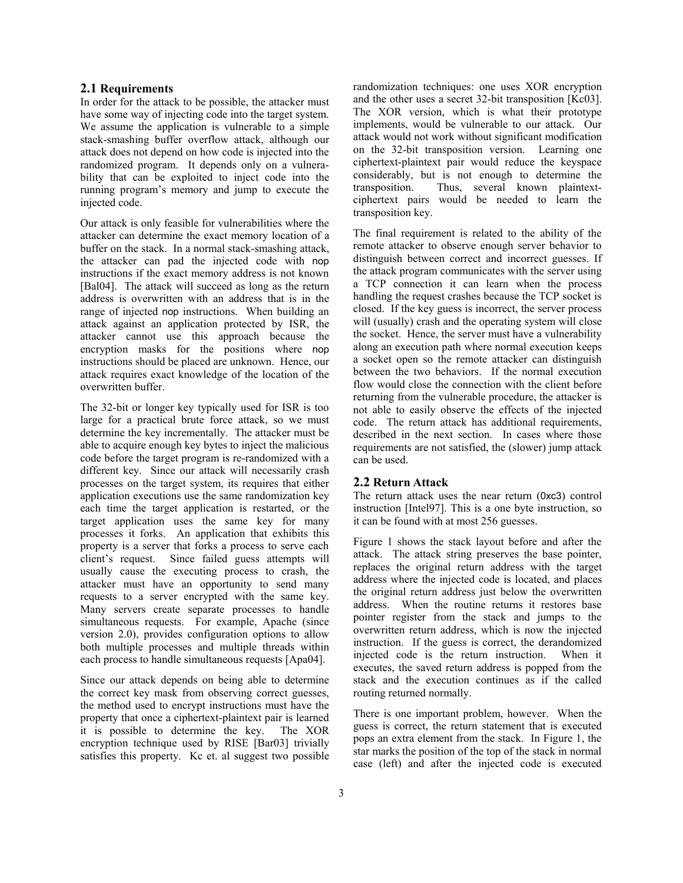### 2.1 Requirements

In order for the attack to be possible, the attacker must have some way of injecting code into the target system. We assume the application is vulnerable to a simple stack-smashing buffer overflow attack, although our attack does not depend on how code is injected into the randomized program. It depends only on a vulnerability that can be exploited to inject code into the running program's memory and jump to execute the injected code.

Our attack is only feasible for vulnerabilities where the attacker can determine the exact memory location of a buffer on the stack. In a normal stack-smashing attack, the attacker can pad the injected code with nop instructions if the exact memory address is not known [Bal04]. The attack will succeed as long as the return address is overwritten with an address that is in the range of injected nop instructions. When building an attack against an application protected by ISR, the attacker cannot use this approach because the encryption masks for the positions where nop instructions should be placed are unknown. Hence, our attack requires exact knowledge of the location of the overwritten buffer.

The 32-bit or longer key typically used for ISR is too large for a practical brute force attack, so we must determine the key incrementally. The attacker must be able to acquire enough key bytes to inject the malicious code before the target program is re-randomized with a different key. Since our attack will necessarily crash processes on the target system, its requires that either application executions use the same randomization key each time the target application is restarted, or the target application uses the same key for many processes it forks. An application that exhibits this property is a server that forks a process to serve each client's request. Since failed guess attempts will usually cause the executing process to crash, the attacker must have an opportunity to send many requests to a server encrypted with the same key. Many servers create separate processes to handle simultaneous requests. For example, Apache (since version 2.0), provides configuration options to allow both multiple processes and multiple threads within each process to handle simultaneous requests [Apa04].

Since our attack depends on being able to determine the correct key mask from observing correct guesses, the method used to encrypt instructions must have the property that once a ciphertext-plaintext pair is learned it is possible to determine the key. The XOR encryption technique used by RISE [Bar03] trivially satisfies this property. Kc et. al suggest two possible randomization techniques: one uses XOR encryption and the other uses a secret 32-bit transposition [Kc03]. The XOR version, which is what their prototype implements, would be vulnerable to our attack. Our attack would not work without significant modification on the 32-bit transposition version. Learning one ciphertext-plaintext pair would reduce the keyspace considerably, but is not enough to determine the transposition. Thus, several known plaintext-ciphertext pairs would be needed to learn the transposition key.

The final requirement is related to the ability of the remote attacker to observe enough server behavior to distinguish between correct and incorrect guesses. If the attack program communicates with the server using a TCP connection it can learn when the process handling the request crashes because the TCP socket is closed. If the key guess is incorrect, the server process will (usually) crash and the operating system will close the socket. Hence, the server must have a vulnerability along an execution path where normal execution keeps a socket open so the remote attacker can distinguish between the two behaviors. If the normal execution flow would close the connection with the client before returning from the vulnerable procedure, the attacker is not able to easily observe the effects of the injected code. The return attack has additional requirements, described in the next section. In cases where those requirements are not satisfied, the (slower) jump attack can be used.

### 2.2 Return Attack

The return attack uses the near return (0xc3) control instruction [Intel97]. This is a one byte instruction, so it can be found with at most 256 guesses.

Figure 1 shows the stack layout before and after the attack. The attack string preserves the base pointer, replaces the original return address with the target address where the injected code is located, and places the original return address just below the overwritten address. When the routine returns it restores base pointer register from the stack and jumps to the overwritten return address, which is now the injected instruction. If the guess is correct, the derandomized injected code is the return instruction. When it executes, the saved return address is popped from the stack and the execution continues as if the called routing returned normally.

There is one important problem, however. When the guess is correct, the return statement that is executed pops an extra element from the stack. In Figure 1, the star marks the position of the top of the stack in normal case (left) and after the injected code is executed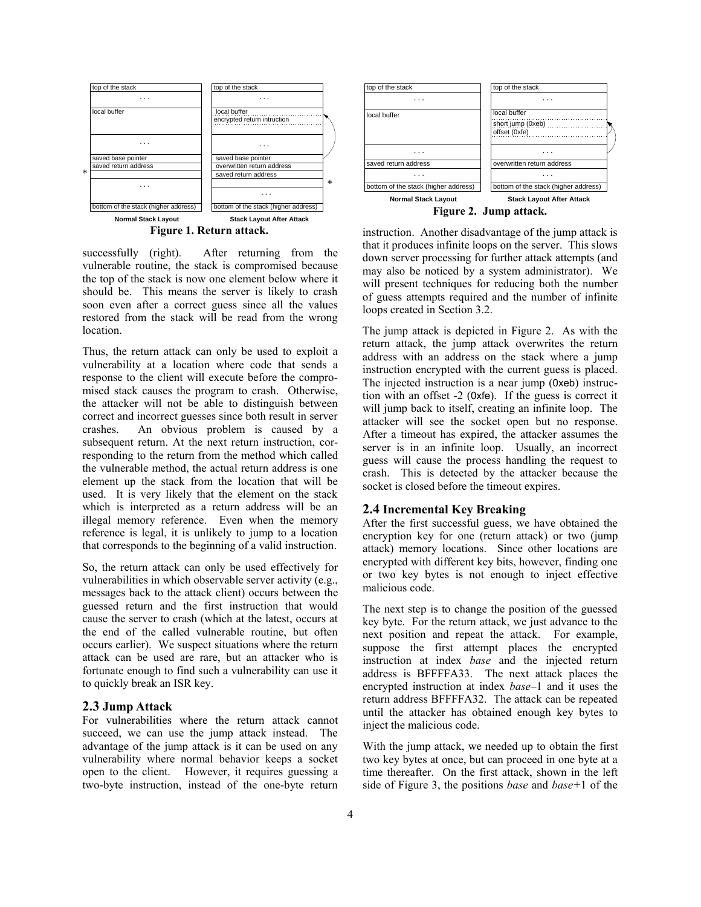Figure 1. Return attack.

successfully (right). After returning from the vulnerable routine, the stack is compromised because the top of the stack is now one element below where it should be. This means the server is likely to crash soon even after a correct guess since all the values restored from the stack will be read from the wrong location.

Thus, the return attack can only be used to exploit a vulnerability at a location where code that sends a response to the client will execute before the compromised stack causes the program to crash. Otherwise, the attacker will not be able to distinguish between correct and incorrect guesses since both result in server crashes. An obvious problem is caused by a subsequent return. At the next return instruction, corresponding to the return from the method which called the vulnerable method, the actual return address is one element up the stack from the location that will be used. It is very likely that the element on the stack which is interpreted as a return address will be an illegal memory reference. Even when the memory reference is legal, it is unlikely to jump to a location that corresponds to the beginning of a valid instruction.

So, the return attack can only be used effectively for vulnerabilities in which observable server activity (e.g., messages back to the attack client) occurs between the guessed return and the first instruction that would cause the server to crash (which at the latest, occurs at the end of the called vulnerable routine, but often occurs earlier). We suspect situations where the return attack can be used are rare, but an attacker who is fortunate enough to find such a vulnerability can use it to quickly break an ISR key.

## 2.3 Jump Attack

For vulnerabilities where the return attack cannot succeed, we can use the jump attack instead. The advantage of the jump attack is it can be used on any vulnerability where normal behavior keeps a socket open to the client. However, it requires guessing a two-byte instruction, instead of the one-byte return instruction. Another disadvantage of the jump attack is that it produces infinite loops on the server. This slows down server processing for further attack attempts (and may also be noticed by a system administrator). We will present techniques for reducing both the number of guess attempts required and the number of infinite loops created in Section 3.2.

Figure 2. Jump attack.

The jump attack is depicted in Figure 2. As with the return attack, the jump attack overwrites the return address with an address on the stack where a jump instruction encrypted with the current guess is placed. The injected instruction is a near jump (`0xeb`) instruction with an offset -2 (`0xfe`). If the guess is correct it will jump back to itself, creating an infinite loop. The attacker will see the socket open but no response. After a timeout has expired, the attacker assumes the server is in an infinite loop. Usually, an incorrect guess will cause the process handling the request to crash. This is detected by the attacker because the socket is closed before the timeout expires.

## 2.4 Incremental Key Breaking

After the first successful guess, we have obtained the encryption key for one (return attack) or two (jump attack) memory locations. Since other locations are encrypted with different key bits, however, finding one or two key bytes is not enough to inject effective malicious code.

The next step is to change the position of the guessed key byte. For the return attack, we just advance to the next position and repeat the attack. For example, suppose the first attempt places the encrypted instruction at index *base* and the injected return address is BFFFFA33. The next attack places the encrypted instruction at index *base*–1 and it uses the return address BFFFFA32. The attack can be repeated until the attacker has obtained enough key bytes to inject the malicious code.

With the jump attack, we needed up to obtain the first two key bytes at once, but can proceed in one byte at a time thereafter. On the first attack, shown in the left side of Figure 3, the positions *base* and *base*+1 of the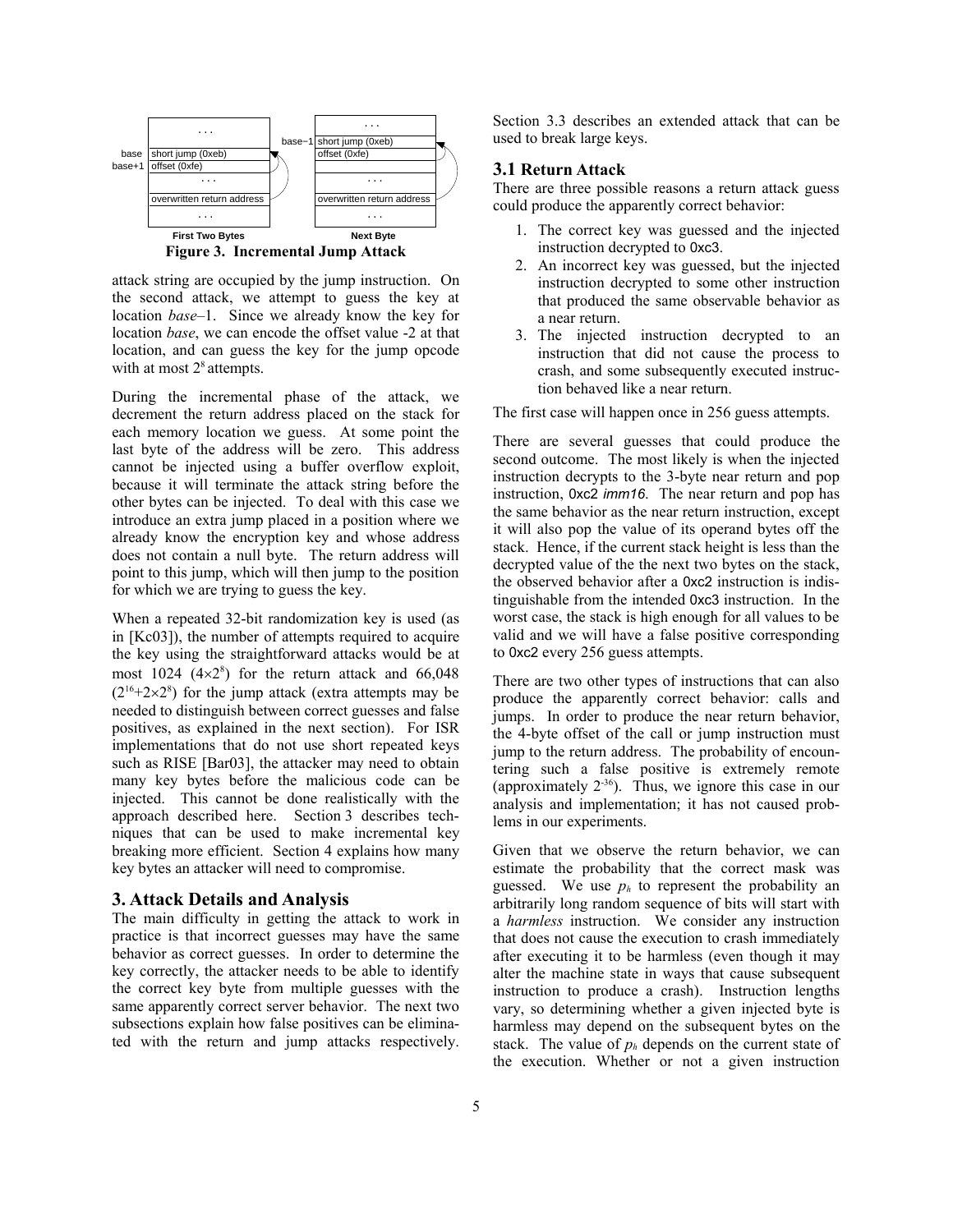Figure 3. Incremental Jump Attack

attack string are occupied by the jump instruction. On the second attack, we attempt to guess the key at location *base*–1. Since we already know the key for location *base*, we can encode the offset value -2 at that location, and can guess the key for the jump opcode with at most $2^8$ attempts.

During the incremental phase of the attack, we decrement the return address placed on the stack for each memory location we guess. At some point the last byte of the address will be zero. This address cannot be injected using a buffer overflow exploit, because it will terminate the attack string before the other bytes can be injected. To deal with this case we introduce an extra jump placed in a position where we already know the encryption key and whose address does not contain a null byte. The return address will point to this jump, which will then jump to the position for which we are trying to guess the key.

When a repeated 32-bit randomization key is used (as in [Kc03]), the number of attempts required to acquire the key using the straightforward attacks would be at most 1024 ($4\times2^8$) for the return attack and 66,048 ($2^{16}+2\times2^8$) for the jump attack (extra attempts may be needed to distinguish between correct guesses and false positives, as explained in the next section). For ISR implementations that do not use short repeated keys such as RISE [Bar03], the attacker may need to obtain many key bytes before the malicious code can be injected. This cannot be done realistically with the approach described here. Section 3 describes techniques that can be used to make incremental key breaking more efficient. Section 4 explains how many key bytes an attacker will need to compromise.

## 3. Attack Details and Analysis

The main difficulty in getting the attack to work in practice is that incorrect guesses may have the same behavior as correct guesses. In order to determine the key correctly, the attacker needs to be able to identify the correct key byte from multiple guesses with the same apparently correct server behavior. The next two subsections explain how false positives can be eliminated with the return and jump attacks respectively. Section 3.3 describes an extended attack that can be used to break large keys.

### 3.1 Return Attack

There are three possible reasons a return attack guess could produce the apparently correct behavior:

1. The correct key was guessed and the injected instruction decrypted to 0xc3.
2. An incorrect key was guessed, but the injected instruction decrypted to some other instruction that produced the same observable behavior as a near return.
3. The injected instruction decrypted to an instruction that did not cause the process to crash, and some subsequently executed instruction behaved like a near return.

The first case will happen once in 256 guess attempts.

There are several guesses that could produce the second outcome. The most likely is when the injected instruction decrypts to the 3-byte near return and pop instruction, 0xc2 *imm16*. The near return and pop has the same behavior as the near return instruction, except it will also pop the value of its operand bytes off the stack. Hence, if the current stack height is less than the decrypted value of the the next two bytes on the stack, the observed behavior after a 0xc2 instruction is indistinguishable from the intended 0xc3 instruction. In the worst case, the stack is high enough for all values to be valid and we will have a false positive corresponding to 0xc2 every 256 guess attempts.

There are two other types of instructions that can also produce the apparently correct behavior: calls and jumps. In order to produce the near return behavior, the 4-byte offset of the call or jump instruction must jump to the return address. The probability of encountering such a false positive is extremely remote (approximately $2^{-36}$). Thus, we ignore this case in our analysis and implementation; it has not caused problems in our experiments.

Given that we observe the return behavior, we can estimate the probability that the correct mask was guessed. We use $p_h$ to represent the probability an arbitrarily long random sequence of bits will start with a *harmless* instruction. We consider any instruction that does not cause the execution to crash immediately after executing it to be harmless (even though it may alter the machine state in ways that cause subsequent instruction to produce a crash). Instruction lengths vary, so determining whether a given injected byte is harmless may depend on the subsequent bytes on the stack. The value of $p_h$ depends on the current state of the execution. Whether or not a given instruction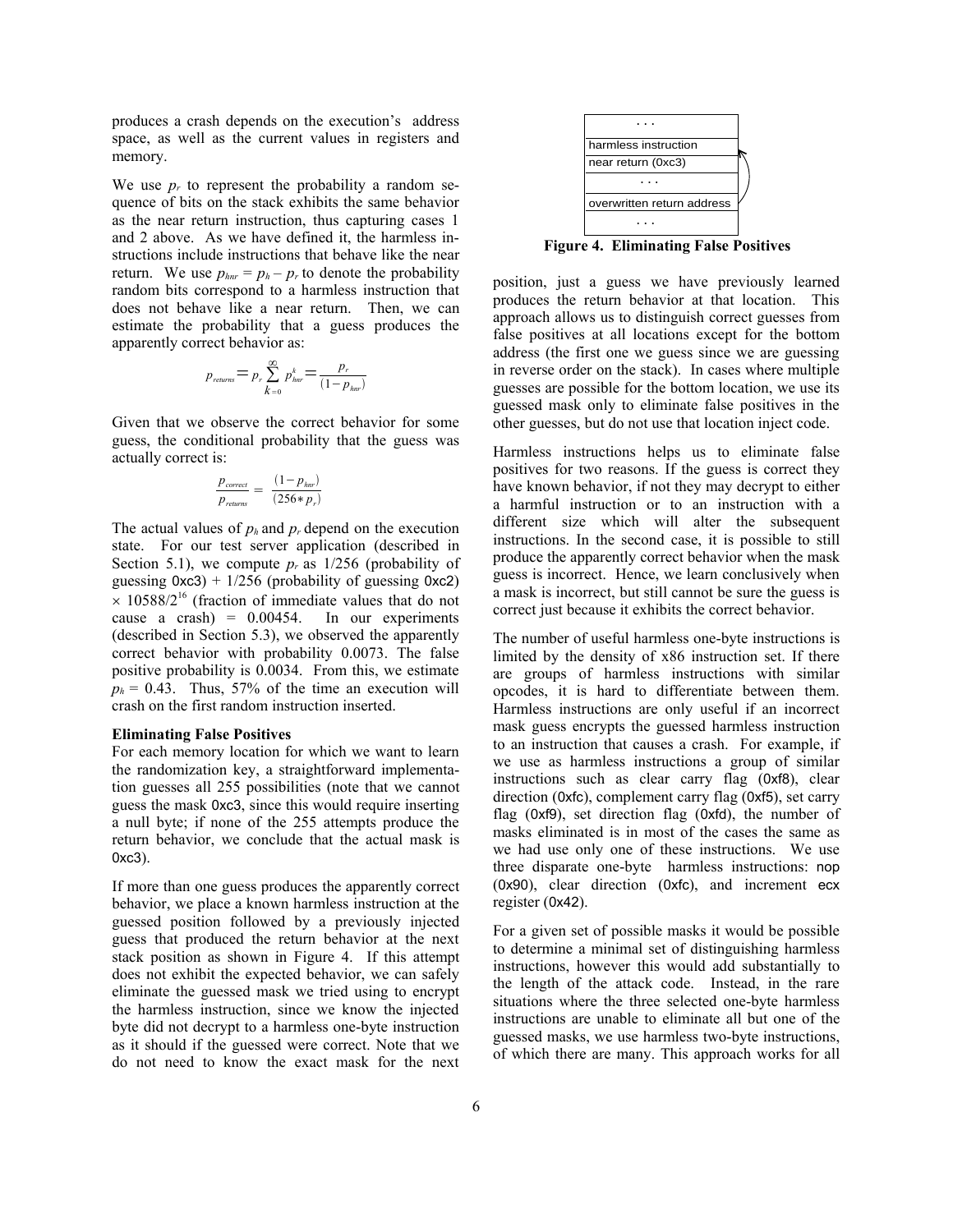produces a crash depends on the execution's address space, as well as the current values in registers and memory.

We use $p_r$ to represent the probability a random sequence of bits on the stack exhibits the same behavior as the near return instruction, thus capturing cases 1 and 2 above. As we have defined it, the harmless instructions include instructions that behave like the near return. We use $p_{hnr} = p_h - p_r$ to denote the probability random bits correspond to a harmless instruction that does not behave like a near return. Then, we can estimate the probability that a guess produces the apparently correct behavior as:

$$p_{returns} = p_r \sum_{k=0}^{\infty} p_{hnr}^k = \frac{p_r}{(1-p_{hnr})}$$

Given that we observe the correct behavior for some guess, the conditional probability that the guess was actually correct is:

$$\frac{p_{correct}}{p_{returns}} = \frac{(1-p_{hnr})}{(256 * p_r)}$$

The actual values of $p_h$ and $p_r$ depend on the execution state. For our test server application (described in Section 5.1), we compute $p_r$ as 1/256 (probability of guessing 0xc3) + 1/256 (probability of guessing 0xc2) $\times$ $10588/2^{16}$ (fraction of immediate values that do not cause a crash) = 0.00454. In our experiments (described in Section 5.3), we observed the apparently correct behavior with probability 0.0073. The false positive probability is 0.0034. From this, we estimate $p_h = 0.43$. Thus, 57% of the time an execution will crash on the first random instruction inserted.

**Eliminating False Positives**

For each memory location for which we want to learn the randomization key, a straightforward implementation guesses all 255 possibilities (note that we cannot guess the mask 0xc3, since this would require inserting a null byte; if none of the 255 attempts produce the return behavior, we conclude that the actual mask is 0xc3).

If more than one guess produces the apparently correct behavior, we place a known harmless instruction at the guessed position followed by a previously injected guess that produced the return behavior at the next stack position as shown in Figure 4. If this attempt does not exhibit the expected behavior, we can safely eliminate the guessed mask we tried using to encrypt the harmless instruction, since we know the injected byte did not decrypt to a harmless one-byte instruction as it should if the guessed were correct. Note that we do not need to know the exact mask for the next position, just a guess we have previously learned produces the return behavior at that location. This approach allows us to distinguish correct guesses from false positives at all locations except for the bottom address (the first one we guess since we are guessing in reverse order on the stack). In cases where multiple guesses are possible for the bottom location, we use its guessed mask only to eliminate false positives in the other guesses, but do not use that location inject code.

| . . . |
|---|
| harmless instruction |
| near return (0xc3) |
| . . . |
| overwritten return address |
| . . . |

**Figure 4. Eliminating False Positives**

Harmless instructions helps us to eliminate false positives for two reasons. If the guess is correct they have known behavior, if not they may decrypt to either a harmful instruction or to an instruction with a different size which will alter the subsequent instructions. In the second case, it is possible to still produce the apparently correct behavior when the mask guess is incorrect. Hence, we learn conclusively when a mask is incorrect, but still cannot be sure the guess is correct just because it exhibits the correct behavior.

The number of useful harmless one-byte instructions is limited by the density of x86 instruction set. If there are groups of harmless instructions with similar opcodes, it is hard to differentiate between them. Harmless instructions are only useful if an incorrect mask guess encrypts the guessed harmless instruction to an instruction that causes a crash. For example, if we use as harmless instructions a group of similar instructions such as clear carry flag (0xf8), clear direction (0xfc), complement carry flag (0xf5), set carry flag (0xf9), set direction flag (0xfd), the number of masks eliminated is in most of the cases the same as we had use only one of these instructions. We use three disparate one-byte harmless instructions: nop (0x90), clear direction (0xfc), and increment ecx register (0x42).

For a given set of possible masks it would be possible to determine a minimal set of distinguishing harmless instructions, however this would add substantially to the length of the attack code. Instead, in the rare situations where the three selected one-byte harmless instructions are unable to eliminate all but one of the guessed masks, we use harmless two-byte instructions, of which there are many. This approach works for all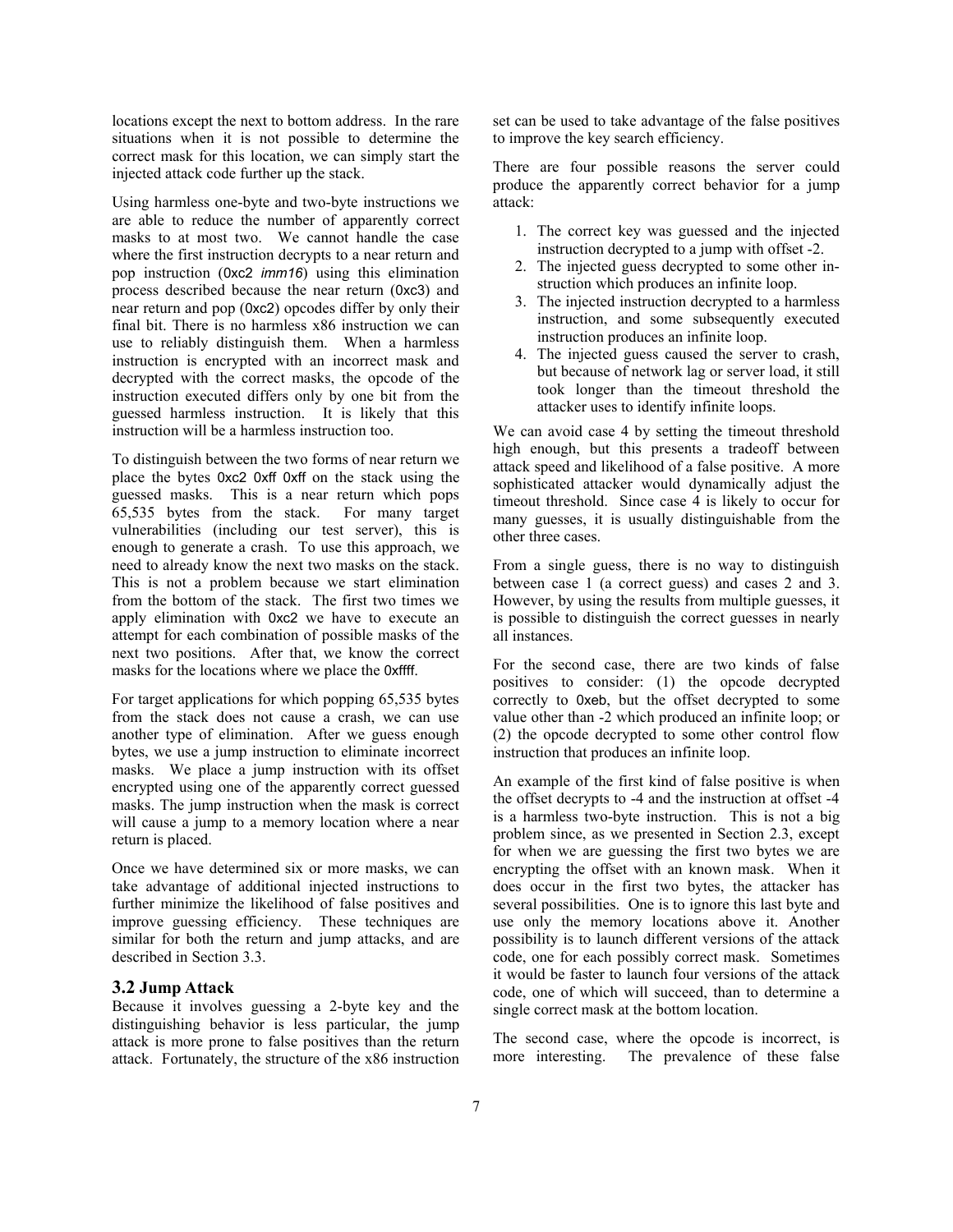locations except the next to bottom address. In the rare situations when it is not possible to determine the correct mask for this location, we can simply start the injected attack code further up the stack.

Using harmless one-byte and two-byte instructions we are able to reduce the number of apparently correct masks to at most two. We cannot handle the case where the first instruction decrypts to a near return and pop instruction (`0xc2` *imm16*) using this elimination process described because the near return (`0xc3`) and near return and pop (`0xc2`) opcodes differ by only their final bit. There is no harmless x86 instruction we can use to reliably distinguish them. When a harmless instruction is encrypted with an incorrect mask and decrypted with the correct masks, the opcode of the instruction executed differs only by one bit from the guessed harmless instruction. It is likely that this instruction will be a harmless instruction too.

To distinguish between the two forms of near return we place the bytes `0xc2 0xff 0xff` on the stack using the guessed masks. This is a near return which pops 65,535 bytes from the stack. For many target vulnerabilities (including our test server), this is enough to generate a crash. To use this approach, we need to already know the next two masks on the stack. This is not a problem because we start elimination from the bottom of the stack. The first two times we apply elimination with `0xc2` we have to execute an attempt for each combination of possible masks of the next two positions. After that, we know the correct masks for the locations where we place the `0xffff`.

For target applications for which popping 65,535 bytes from the stack does not cause a crash, we can use another type of elimination. After we guess enough bytes, we use a jump instruction to eliminate incorrect masks. We place a jump instruction with its offset encrypted using one of the apparently correct guessed masks. The jump instruction when the mask is correct will cause a jump to a memory location where a near return is placed.

Once we have determined six or more masks, we can take advantage of additional injected instructions to further minimize the likelihood of false positives and improve guessing efficiency. These techniques are similar for both the return and jump attacks, and are described in Section 3.3.

### 3.2 Jump Attack

Because it involves guessing a 2-byte key and the distinguishing behavior is less particular, the jump attack is more prone to false positives than the return attack. Fortunately, the structure of the x86 instruction set can be used to take advantage of the false positives to improve the key search efficiency.

There are four possible reasons the server could produce the apparently correct behavior for a jump attack:

1. The correct key was guessed and the injected instruction decrypted to a jump with offset -2.
2. The injected guess decrypted to some other instruction which produces an infinite loop.
3. The injected guess decrypted to a harmless instruction, and some subsequently executed instruction produces an infinite loop.
4. The injected guess caused the server to crash, but because of network lag or server load, it still took longer than the timeout threshold the attacker uses to identify infinite loops.

We can avoid case 4 by setting the timeout threshold high enough, but this presents a tradeoff between attack speed and likelihood of a false positive. A more sophisticated attacker would dynamically adjust the timeout threshold. Since case 4 is likely to occur for many guesses, it is usually distinguishable from the other three cases.

From a single guess, there is no way to distinguish between case 1 (a correct guess) and cases 2 and 3. However, by using the results from multiple guesses, it is possible to distinguish the correct guesses in nearly all instances.

For the second case, there are two kinds of false positives to consider: (1) the opcode decrypted correctly to `0xeb`, but the offset decrypted to some value other than -2 which produced an infinite loop; or (2) the opcode decrypted to some other control flow instruction that produces an infinite loop.

An example of the first kind of false positive is when the offset decrypts to -4 and the instruction at offset -4 is a harmless two-byte instruction. This is not a big problem since, as we presented in Section 2.3, except for when we are guessing the first two bytes we are encrypting the offset with an known mask. When it does occur in the first two bytes, the attacker has several possibilities. One is to ignore this last byte and use only the memory locations above it. Another possibility is to launch different versions of the attack code, one for each possibly correct mask. Sometimes it would be faster to launch four versions of the attack code, one of which will succeed, than to determine a single correct mask at the bottom location.

The second case, where the opcode is incorrect, is more interesting. The prevalence of these false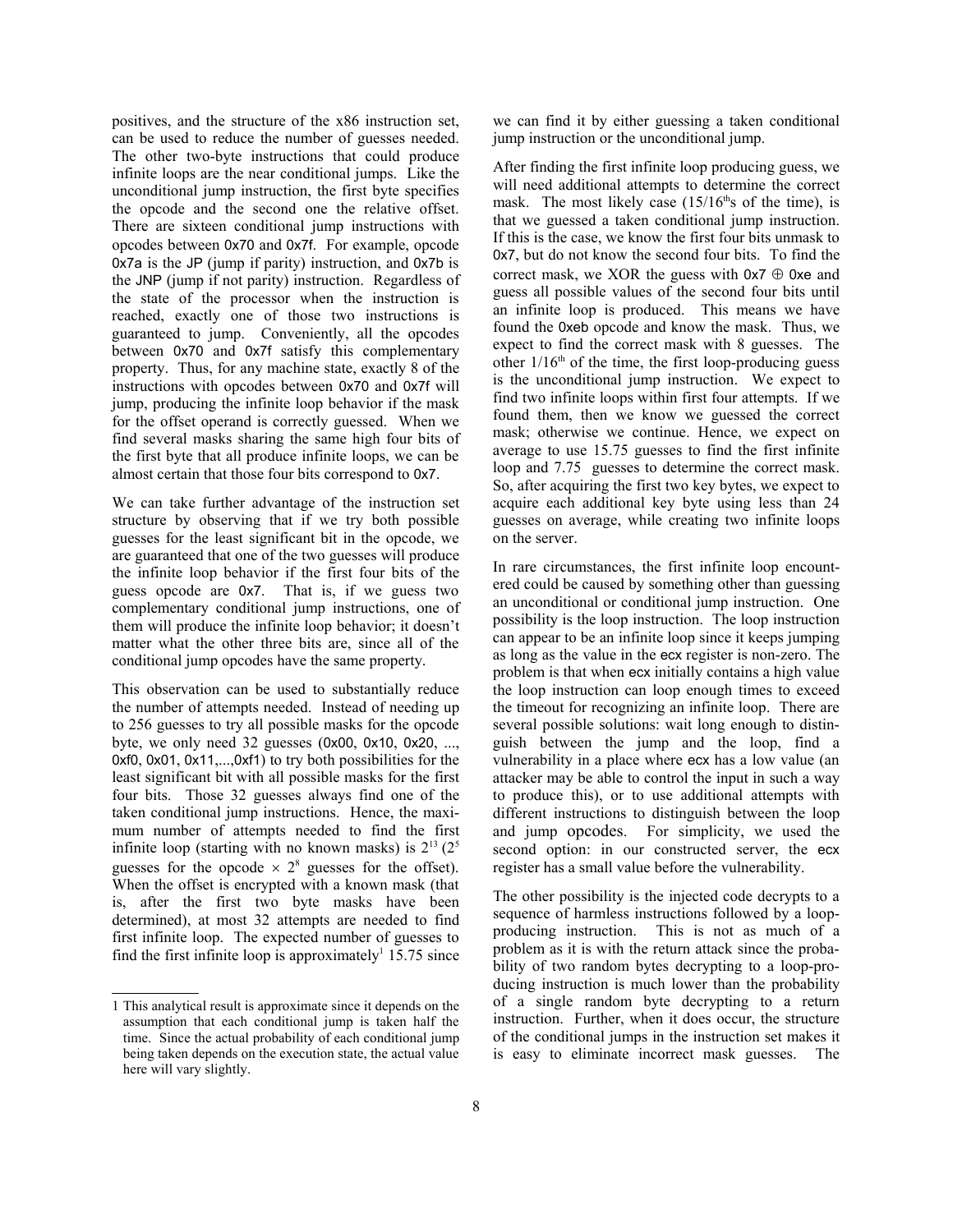positives, and the structure of the x86 instruction set, can be used to reduce the number of guesses needed. The other two-byte instructions that could produce infinite loops are the near conditional jumps. Like the unconditional jump instruction, the first byte specifies the opcode and the second one the relative offset. There are sixteen conditional jump instructions with opcodes between 0x70 and 0x7f. For example, opcode 0x7a is the JP (jump if parity) instruction, and 0x7b is the JNP (jump if not parity) instruction. Regardless of the state of the processor when the instruction is reached, exactly one of those two instructions is guaranteed to jump. Conveniently, all the opcodes between 0x70 and 0x7f satisfy this complementary property. Thus, for any machine state, exactly 8 of the instructions with opcodes between 0x70 and 0x7f will jump, producing the infinite loop behavior if the mask for the offset operand is correctly guessed. When we find several masks sharing the same high four bits of the first byte that all produce infinite loops, we can be almost certain that those four bits correspond to 0x7.

We can take further advantage of the instruction set structure by observing that if we try both possible guesses for the least significant bit in the opcode, we are guaranteed that one of the two guesses will produce the infinite loop behavior if the first four bits of the guess opcode are 0x7. That is, if we guess two complementary conditional jump instructions, one of them will produce the infinite loop behavior; it doesn't matter what the other three bits are, since all of the conditional jump opcodes have the same property.

This observation can be used to substantially reduce the number of attempts needed. Instead of needing up to 256 guesses to try all possible masks for the opcode byte, we only need 32 guesses (0x00, 0x10, 0x20, ..., 0xf0, 0x01, 0x11,...,0xf1) to try both possibilities for the least significant bit with all possible masks for the first four bits. Those 32 guesses always find one of the taken conditional jump instructions. Hence, the maximum number of attempts needed to find the first infinite loop (starting with no known masks) is $2^{13}$ ($2^5$ guesses for the opcode $\times$ $2^8$ guesses for the offset). When the offset is encrypted with a known mask (that is, after the first two byte masks have been determined), at most 32 attempts are needed to find first infinite loop. The expected number of guesses to find the first infinite loop is approximately[1] 15.75 since we can find it by either guessing a taken conditional jump instruction or the unconditional jump.

After finding the first infinite loop producing guess, we will need additional attempts to determine the correct mask. The most likely case ($15/16^{th}$s of the time), is that we guessed a taken conditional jump instruction. If this is the case, we know the first four bits unmask to 0x7, but do not know the second four bits. To find the correct mask, we XOR the guess with 0x7 $\oplus$ 0xe and guess all possible values of the second four bits until an infinite loop is produced. This means we have found the 0xeb opcode and know the mask. Thus, we expect to find the correct mask with 8 guesses. The other $1/16^{th}$ of the time, the first loop-producing guess is the unconditional jump instruction. We expect to find two infinite loops within first four attempts. If we found them, then we know we guessed the correct mask; otherwise we continue. Hence, we expect on average to use 15.75 guesses to find the first infinite loop and 7.75 guesses to determine the correct mask. So, after acquiring the first two key bytes, we expect to acquire each additional key byte using less than 24 guesses on average, while creating two infinite loops on the server.

In rare circumstances, the first infinite loop encountered could be caused by something other than guessing an unconditional or conditional jump instruction. One possibility is the loop instruction. The loop instruction can appear to be an infinite loop since it keeps jumping as long as the value in the ecx register is non-zero. The problem is that when ecx initially contains a high value the loop instruction can loop enough times to exceed the timeout for recognizing an infinite loop. There are several possible solutions: wait long enough to distinguish between the jump and the loop, find a vulnerability in a place where ecx has a low value (an attacker may be able to control the input in such a way to produce this), or to use additional attempts with different instructions to distinguish between the loop and jump opcodes. For simplicity, we used the second option: in our constructed server, the ecx register has a small value before the vulnerability.

The other possibility is the injected code decrypts to a sequence of harmless instructions followed by a loop-producing instruction. This is not as much of a problem as it is with the return attack since the probability of two random bytes decrypting to a loop-producing instruction is much lower than the probability of a single random byte decrypting to a return instruction. Further, when it does occur, the structure of the conditional jumps in the instruction set makes it is easy to eliminate incorrect mask guesses. The

[1] This analytical result is approximate since it depends on the assumption that each conditional jump is taken half the time. Since the actual probability of each conditional jump being taken depends on the execution state, the actual value here will vary slightly.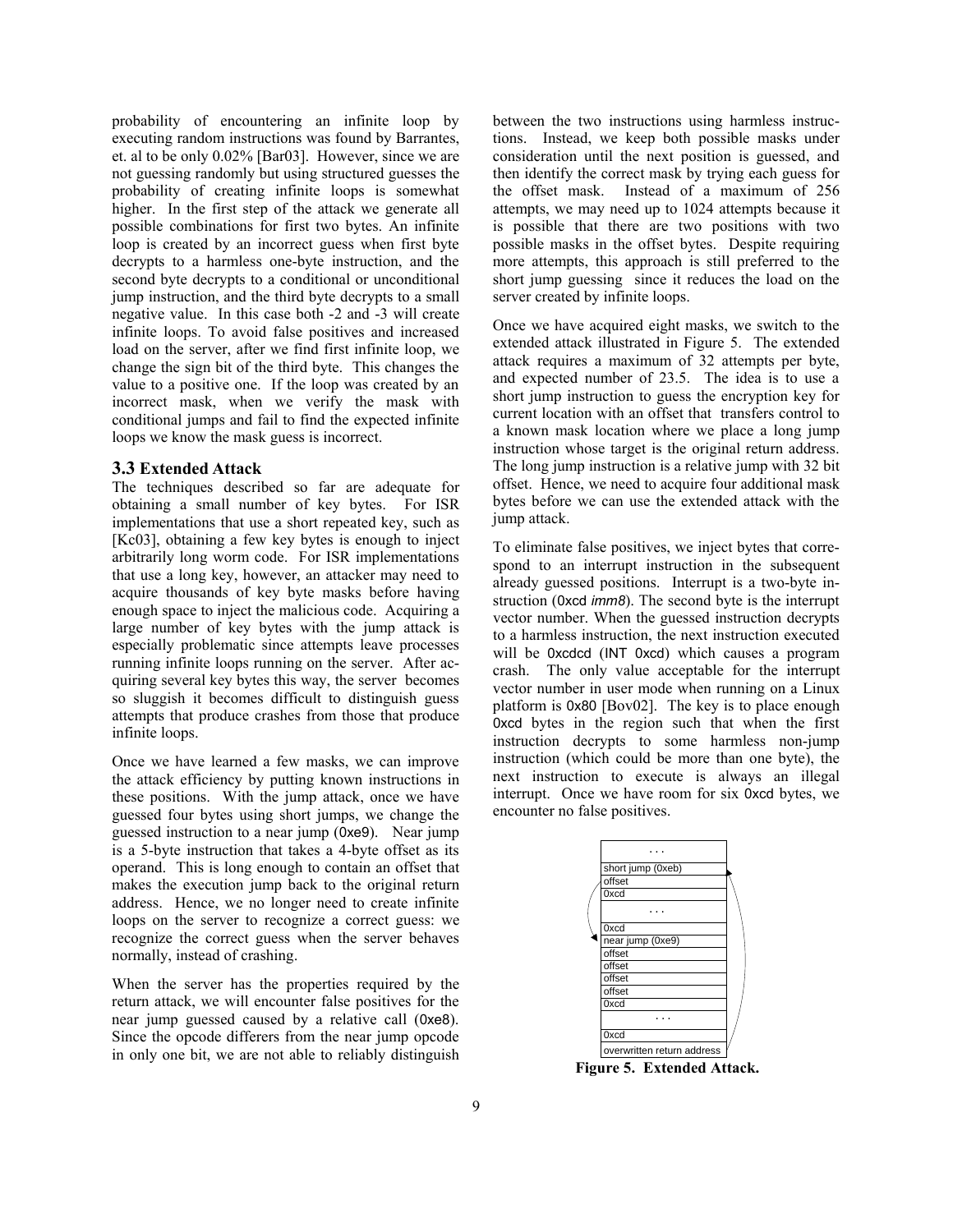probability of encountering an infinite loop by executing random instructions was found by Barrantes, et. al to be only 0.02% [Bar03]. However, since we are not guessing randomly but using structured guesses the probability of creating infinite loops is somewhat higher. In the first step of the attack we generate all possible combinations for first two bytes. An infinite loop is created by an incorrect guess when first byte decrypts to a harmless one-byte instruction, and the second byte decrypts to a conditional or unconditional jump instruction, and the third byte decrypts to a small negative value. In this case both -2 and -3 will create infinite loops. To avoid false positives and increased load on the server, after we find first infinite loop, we change the sign bit of the third byte. This changes the value to a positive one. If the loop was created by an incorrect mask, when we verify the mask with conditional jumps and fail to find the expected infinite loops we know the mask guess is incorrect.

### 3.3 Extended Attack

The techniques described so far are adequate for obtaining a small number of key bytes. For ISR implementations that use a short repeated key, such as [Kc03], obtaining a few key bytes is enough to inject arbitrarily long worm code. For ISR implementations that use a long key, however, an attacker may need to acquire thousands of key byte masks before having enough space to inject the malicious code. Acquiring a large number of key bytes with the jump attack is especially problematic since attempts leave processes running infinite loops running on the server. After acquiring several key bytes this way, the server becomes so sluggish it becomes difficult to distinguish guess attempts that produce crashes from those that produce infinite loops.

Once we have learned a few masks, we can improve the attack efficiency by putting known instructions in these positions. With the jump attack, once we have guessed four bytes using short jumps, we change the guessed instruction to a near jump (0xe9). Near jump is a 5-byte instruction that takes a 4-byte offset as its operand. This is long enough to contain an offset that makes the execution jump back to the original return address. Hence, we no longer need to create infinite loops on the server to recognize a correct guess: we recognize the correct guess when the server behaves normally, instead of crashing.

When the server has the properties required by the return attack, we will encounter false positives for the near jump guessed caused by a relative call (0xe8). Since the opcode differers from the near jump opcode in only one bit, we are not able to reliably distinguish between the two instructions using harmless instructions. Instead, we keep both possible masks under consideration until the next position is guessed, and then identify the correct mask by trying each guess for the offset mask. Instead of a maximum of 256 attempts, we may need up to 1024 attempts because it is possible that there are two positions with two possible masks in the offset bytes. Despite requiring more attempts, this approach is still preferred to the short jump guessing since it reduces the load on the server created by infinite loops.

Once we have acquired eight masks, we switch to the extended attack illustrated in Figure 5. The extended attack requires a maximum of 32 attempts per byte, and expected number of 23.5. The idea is to use a short jump instruction to guess the encryption key for current location with an offset that transfers control to a known mask location where we place a long jump instruction whose target is the original return address. The long jump instruction is a relative jump with 32 bit offset. Hence, we need to acquire four additional mask bytes before we can use the extended attack with the jump attack.

To eliminate false positives, we inject bytes that correspond to an interrupt instruction in the subsequent already guessed positions. Interrupt is a two-byte instruction (0xcd *imm8*). The second byte is the interrupt vector number. When the guessed instruction decrypts to a harmless instruction, the next instruction executed will be 0xcdcd (INT 0xcd) which causes a program crash. The only value acceptable for the interrupt vector number in user mode when running on a Linux platform is 0x80 [Bov02]. The key is to place enough 0xcd bytes in the region such that when the first instruction decrypts to some harmless non-jump instruction (which could be more than one byte), the next instruction to execute is always an illegal interrupt. Once we have room for six 0xcd bytes, we encounter no false positives.

| . . . |
|---|
| short jump (0xeb) |
| offset |
| 0xcd |
| . . . |
| 0xcd |
| near jump (0xe9) |
| offset |
| offset |
| offset |
| offset |
| 0xcd |
| . . . |
| 0xcd |
| overwritten return address |

**Figure 5. Extended Attack.**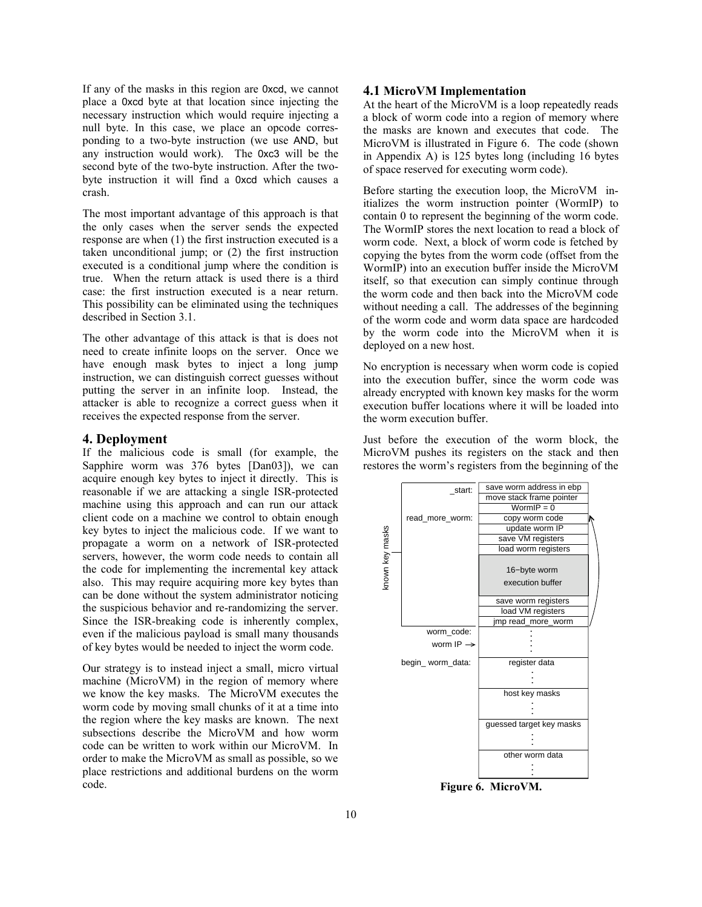If any of the masks in this region are 0xcd, we cannot place a 0xcd byte at that location since injecting the necessary instruction which would require injecting a null byte. In this case, we place an opcode corresponding to a two-byte instruction (we use AND, but any instruction would work). The 0xc3 will be the second byte of the two-byte instruction. After the two-byte instruction it will find a 0xcd which causes a crash.

The most important advantage of this approach is that the only cases when the server sends the expected response are when (1) the first instruction executed is a taken unconditional jump; or (2) the first instruction executed is a conditional jump where the condition is true. When the return attack is used there is a third case: the first instruction executed is a near return. This possibility can be eliminated using the techniques described in Section 3.1.

The other advantage of this attack is that is does not need to create infinite loops on the server. Once we have enough mask bytes to inject a long jump instruction, we can distinguish correct guesses without putting the server in an infinite loop. Instead, the attacker is able to recognize a correct guess when it receives the expected response from the server.

## 4. Deployment

If the malicious code is small (for example, the Sapphire worm was 376 bytes [Dan03]), we can acquire enough key bytes to inject it directly. This is reasonable if we are attacking a single ISR-protected machine using this approach and can run our attack client code on a machine we control to obtain enough key bytes to inject the malicious code. If we want to propagate a worm on a network of ISR-protected servers, however, the worm code needs to contain all the code for implementing the incremental key attack also. This may require acquiring more key bytes than can be done without the system administrator noticing the suspicious behavior and re-randomizing the server. Since the ISR-breaking code is inherently complex, even if the malicious payload is small many thousands of key bytes would be needed to inject the worm code.

Our strategy is to instead inject a small, micro virtual machine (MicroVM) in the region of memory where we know the key masks. The MicroVM executes the worm code by moving small chunks of it at a time into the region where the key masks are known. The next subsections describe the MicroVM and how worm code can be written to work within our MicroVM. In order to make the MicroVM as small as possible, so we place restrictions and additional burdens on the worm code.

### 4.1 MicroVM Implementation

At the heart of the MicroVM is a loop repeatedly reads a block of worm code into a region of memory where the masks are known and executes that code. The MicroVM is illustrated in Figure 6. The code (shown in Appendix A) is 125 bytes long (including 16 bytes of space reserved for executing worm code).

Before starting the execution loop, the MicroVM initializes the worm instruction pointer (WormIP) to contain 0 to represent the beginning of the worm code. The WormIP stores the next location to read a block of worm code. Next, a block of worm code is fetched by copying the bytes from the worm code (offset from the WormIP) into an execution buffer inside the MicroVM itself, so that execution can simply continue through the worm code and then back into the MicroVM code without needing a call. The addresses of the beginning of the worm code and worm data space are hardcoded by the worm code into the MicroVM when it is deployed on a new host.

No encryption is necessary when worm code is copied into the execution buffer, since the worm code was already encrypted with known key masks for the worm execution buffer locations where it will be loaded into the worm execution buffer.

Just before the execution of the worm block, the MicroVM pushes its registers on the stack and then restores the worm's registers from the beginning of the

| | |
|---|---|
| _start: | save worm address in ebp |
| | move stack frame pointer |
| | WormIP = 0 |
| read_more_worm: | copy worm code |
| | update worm IP |
| | save VM registers |
| | load worm registers |
| | 16−byte worm execution buffer |
| | save worm registers |
| | load VM registers |
| | jmp read_more_worm |
| worm_code: worm IP → | ⋮ |
| begin_ worm_data: | register data ⋮ |
| | host key masks ⋮ |
| | guessed target key masks ⋮ |
| | other worm data ⋮ |

(known key masks: _start through jmp read_more_worm)

**Figure 6. MicroVM.**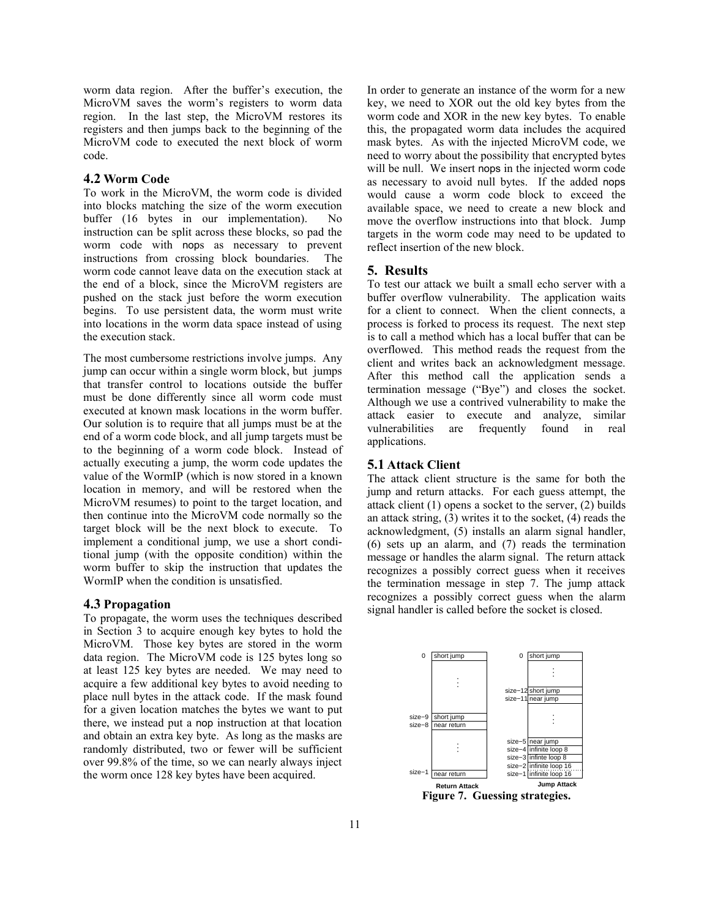worm data region. After the buffer's execution, the MicroVM saves the worm's registers to worm data region. In the last step, the MicroVM restores its registers and then jumps back to the beginning of the MicroVM code to executed the next block of worm code.

### 4.2 Worm Code

To work in the MicroVM, the worm code is divided into blocks matching the size of the worm execution buffer (16 bytes in our implementation). No instruction can be split across these blocks, so pad the worm code with nops as necessary to prevent instructions from crossing block boundaries. The worm code cannot leave data on the execution stack at the end of a block, since the MicroVM registers are pushed on the stack just before the worm execution begins. To use persistent data, the worm must write into locations in the worm data space instead of using the execution stack.

The most cumbersome restrictions involve jumps. Any jump can occur within a single worm block, but jumps that transfer control to locations outside the buffer must be done differently since all worm code must executed at known mask locations in the worm buffer. Our solution is to require that all jumps must be at the end of a worm code block, and all jump targets must be to the beginning of a worm code block. Instead of actually executing a jump, the worm code updates the value of the WormIP (which is now stored in a known location in memory, and will be restored when the MicroVM resumes) to point to the target location, and then continue into the MicroVM code normally so the target block will be the next block to execute. To implement a conditional jump, we use a short conditional jump (with the opposite condition) within the worm buffer to skip the instruction that updates the WormIP when the condition is unsatisfied.

### 4.3 Propagation

To propagate, the worm uses the techniques described in Section 3 to acquire enough key bytes to hold the MicroVM. Those key bytes are stored in the worm data region. The MicroVM code is 125 bytes long so at least 125 key bytes are needed. We may need to acquire a few additional key bytes to avoid needing to place null bytes in the attack code. If the mask found for a given location matches the bytes we want to put there, we instead put a nop instruction at that location and obtain an extra key byte. As long as the masks are randomly distributed, two or fewer will be sufficient over 99.8% of the time, so we can nearly always inject the worm once 128 key bytes have been acquired.

In order to generate an instance of the worm for a new key, we need to XOR out the old key bytes from the worm code and XOR in the new key bytes. To enable this, the propagated worm data includes the acquired mask bytes. As with the injected MicroVM code, we need to worry about the possibility that encrypted bytes will be null. We insert nops in the injected worm code as necessary to avoid null bytes. If the added nops would cause a worm code block to exceed the available space, we need to create a new block and move the overflow instructions into that block. Jump targets in the worm code may need to be updated to reflect insertion of the new block.

## 5. Results

To test our attack we built a small echo server with a buffer overflow vulnerability. The application waits for a client to connect. When the client connects, a process is forked to process its request. The next step is to call a method which has a local buffer that can be overflowed. This method reads the request from the client and writes back an acknowledgment message. After this method call the application sends a termination message ("Bye") and closes the socket. Although we use a contrived vulnerability to make the attack easier to execute and analyze, similar vulnerabilities are frequently found in real applications.

### 5.1 Attack Client

The attack client structure is the same for both the jump and return attacks. For each guess attempt, the attack client (1) opens a socket to the server, (2) builds an attack string, (3) writes it to the socket, (4) reads the acknowledgment, (5) installs an alarm signal handler, (6) sets up an alarm, and (7) reads the termination message or handles the alarm signal. The return attack recognizes a possibly correct guess when it receives the termination message in step 7. The jump attack recognizes a possibly correct guess when the alarm signal handler is called before the socket is closed.

| Return Attack | |
|---|---|
| 0 | short jump |
| | ⋮ |
| size−9 | short jump |
| size−8 | near return |
| | ⋮ |
| size−1 | near return |

| Jump Attack | |
|---|---|
| 0 | short jump |
| | ⋮ |
| size−12 | short jump |
| size−11 | near jump |
| | ⋮ |
| size−5 | near jump |
| size−4 | infinite loop 8 |
| size−3 | infinte loop 8 |
| size−2 | infinite loop 16 |
| size−1 | infinite loop 16 |

**Figure 7. Guessing strategies.**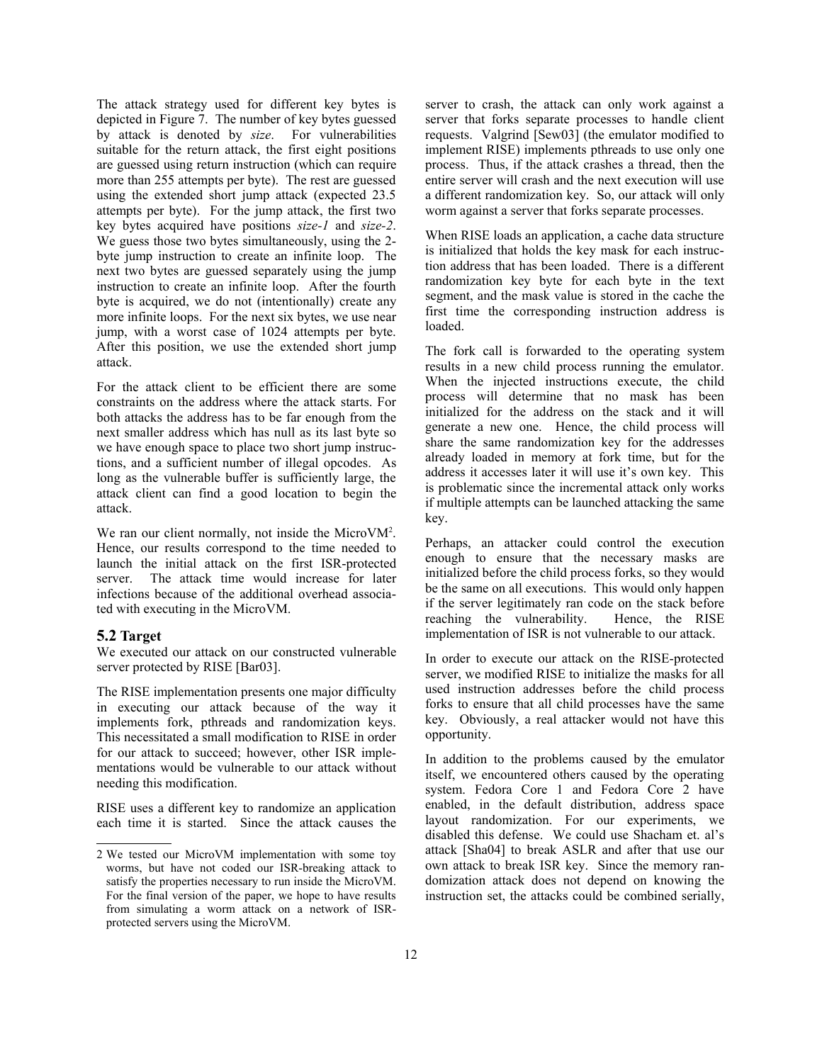The attack strategy used for different key bytes is depicted in Figure 7. The number of key bytes guessed by attack is denoted by *size*. For vulnerabilities suitable for the return attack, the first eight positions are guessed using return instruction (which can require more than 255 attempts per byte). The rest are guessed using the extended short jump attack (expected 23.5 attempts per byte). For the jump attack, the first two key bytes acquired have positions *size-1* and *size-2*. We guess those two bytes simultaneously, using the 2-byte jump instruction to create an infinite loop. The next two bytes are guessed separately using the jump instruction to create an infinite loop. After the fourth byte is acquired, we do not (intentionally) create any more infinite loops. For the next six bytes, we use near jump, with a worst case of 1024 attempts per byte. After this position, we use the extended short jump attack.

For the attack client to be efficient there are some constraints on the address where the attack starts. For both attacks the address has to be far enough from the next smaller address which has null as its last byte so we have enough space to place two short jump instructions, and a sufficient number of illegal opcodes. As long as the vulnerable buffer is sufficiently large, the attack client can find a good location to begin the attack.

We ran our client normally, not inside the MicroVM[2]. Hence, our results correspond to the time needed to launch the initial attack on the first ISR-protected server. The attack time would increase for later infections because of the additional overhead associated with executing in the MicroVM.

### 5.2 Target

We executed our attack on our constructed vulnerable server protected by RISE [Bar03].

The RISE implementation presents one major difficulty in executing our attack because of the way it implements fork, pthreads and randomization keys. This necessitated a small modification to RISE in order for our attack to succeed; however, other ISR implementations would be vulnerable to our attack without needing this modification.

RISE uses a different key to randomize an application each time it is started. Since the attack causes the server to crash, the attack can only work against a server that forks separate processes to handle client requests. Valgrind [Sew03] (the emulator modified to implement RISE) implements pthreads to use only one process. Thus, if the attack crashes a thread, then the entire server will crash and the next execution will use a different randomization key. So, our attack will only worm against a server that forks separate processes.

When RISE loads an application, a cache data structure is initialized that holds the key mask for each instruction address that has been loaded. There is a different randomization key byte for each byte in the text segment, and the mask value is stored in the cache the first time the corresponding instruction address is loaded.

The fork call is forwarded to the operating system results in a new child process running the emulator. When the injected instructions execute, the child process will determine that no mask has been initialized for the address on the stack and it will generate a new one. Hence, the child process will share the same randomization key for the addresses already loaded in memory at fork time, but for the address it accesses later it will use it's own key. This is problematic since the incremental attack only works if multiple attempts can be launched attacking the same key.

Perhaps, an attacker could control the execution enough to ensure that the necessary masks are initialized before the child process forks, so they would be the same on all executions. This would only happen if the server legitimately ran code on the stack before reaching the vulnerability. Hence, the RISE implementation of ISR is not vulnerable to our attack.

In order to execute our attack on the RISE-protected server, we modified RISE to initialize the masks for all used instruction addresses before the child process forks to ensure that all child processes have the same key. Obviously, a real attacker would not have this opportunity.

In addition to the problems caused by the emulator itself, we encountered others caused by the operating system. Fedora Core 1 and Fedora Core 2 have enabled, in the default distribution, address space layout randomization. For our experiments, we disabled this defense. We could use Shacham et. al's attack [Sha04] to break ASLR and after that use our own attack to break ISR key. Since the memory randomization attack does not depend on knowing the instruction set, the attacks could be combined serially,

---

[2] We tested our MicroVM implementation with some toy worms, but have not coded our ISR-breaking attack to satisfy the properties necessary to run inside the MicroVM. For the final version of the paper, we hope to have results from simulating a worm attack on a network of ISR-protected servers using the MicroVM.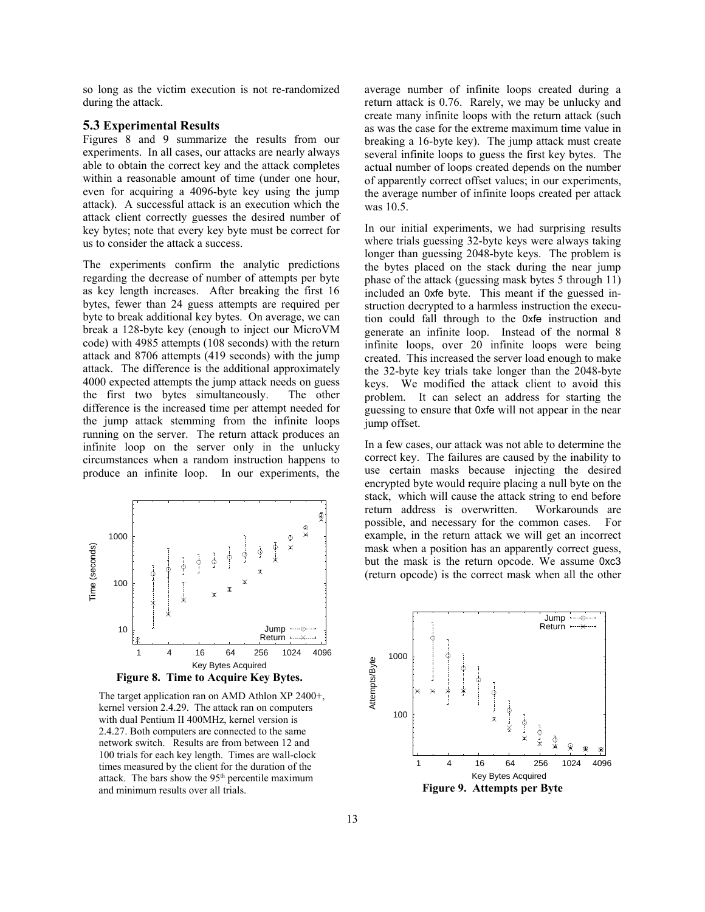so long as the victim execution is not re-randomized during the attack.

### 5.3 Experimental Results

Figures 8 and 9 summarize the results from our experiments. In all cases, our attacks are nearly always able to obtain the correct key and the attack completes within a reasonable amount of time (under one hour, even for acquiring a 4096-byte key using the jump attack). A successful attack is an execution which the attack client correctly guesses the desired number of key bytes; note that every key byte must be correct for us to consider the attack a success.

The experiments confirm the analytic predictions regarding the decrease of number of attempts per byte as key length increases. After breaking the first 16 bytes, fewer than 24 guess attempts are required per byte to break additional key bytes. On average, we can break a 128-byte key (enough to inject our MicroVM code) with 4985 attempts (108 seconds) with the return attack and 8706 attempts (419 seconds) with the jump attack. The difference is the additional approximately 4000 expected attempts the jump attack needs on guess the first two bytes simultaneously. The other difference is the increased time per attempt needed for the jump attack stemming from the infinite loops running on the server. The return attack produces an infinite loop on the server only in the unlucky circumstances when a random instruction happens to produce an infinite loop. In our experiments, the average number of infinite loops created during a return attack is 0.76. Rarely, we may be unlucky and create many infinite loops with the return attack (such as was the case for the extreme maximum time value in breaking a 16-byte key). The jump attack must create several infinite loops to guess the first key bytes. The actual number of loops created depends on the number of apparently correct offset values; in our experiments, the average number of infinite loops created per attack was 10.5.

**Figure 8. Time to Acquire Key Bytes.**

The target application ran on AMD Athlon XP 2400+, kernel version 2.4.29. The attack ran on computers with dual Pentium II 400MHz, kernel version is 2.4.27. Both computers are connected to the same network switch. Results are from between 12 and 100 trials for each key length. Times are wall-clock times measured by the client for the duration of the attack. The bars show the 95th percentile maximum and minimum results over all trials.

In our initial experiments, we had surprising results where trials guessing 32-byte keys were always taking longer than guessing 2048-byte keys. The problem is the bytes placed on the stack during the near jump phase of the attack (guessing mask bytes 5 through 11) included an 0xfe byte. This meant if the guessed instruction decrypted to a harmless instruction the execution could fall through to the 0xfe instruction and generate an infinite loop. Instead of the normal 8 infinite loops, over 20 infinite loops were being created. This increased the server load enough to make the 32-byte key trials take longer than the 2048-byte keys. We modified the attack client to avoid this problem. It can select an address for starting the guessing to ensure that 0xfe will not appear in the near jump offset.

In a few cases, our attack was not able to determine the correct key. The failures are caused by the inability to use certain masks because injecting the desired encrypted byte would require placing a null byte on the stack, which will cause the attack string to end before return address is overwritten. Workarounds are possible, and necessary for the common cases. For example, in the return attack we will get an incorrect mask when a position has an apparently correct guess, but the mask is the return opcode. We assume 0xc3 (return opcode) is the correct mask when all the other

**Figure 9. Attempts per Byte**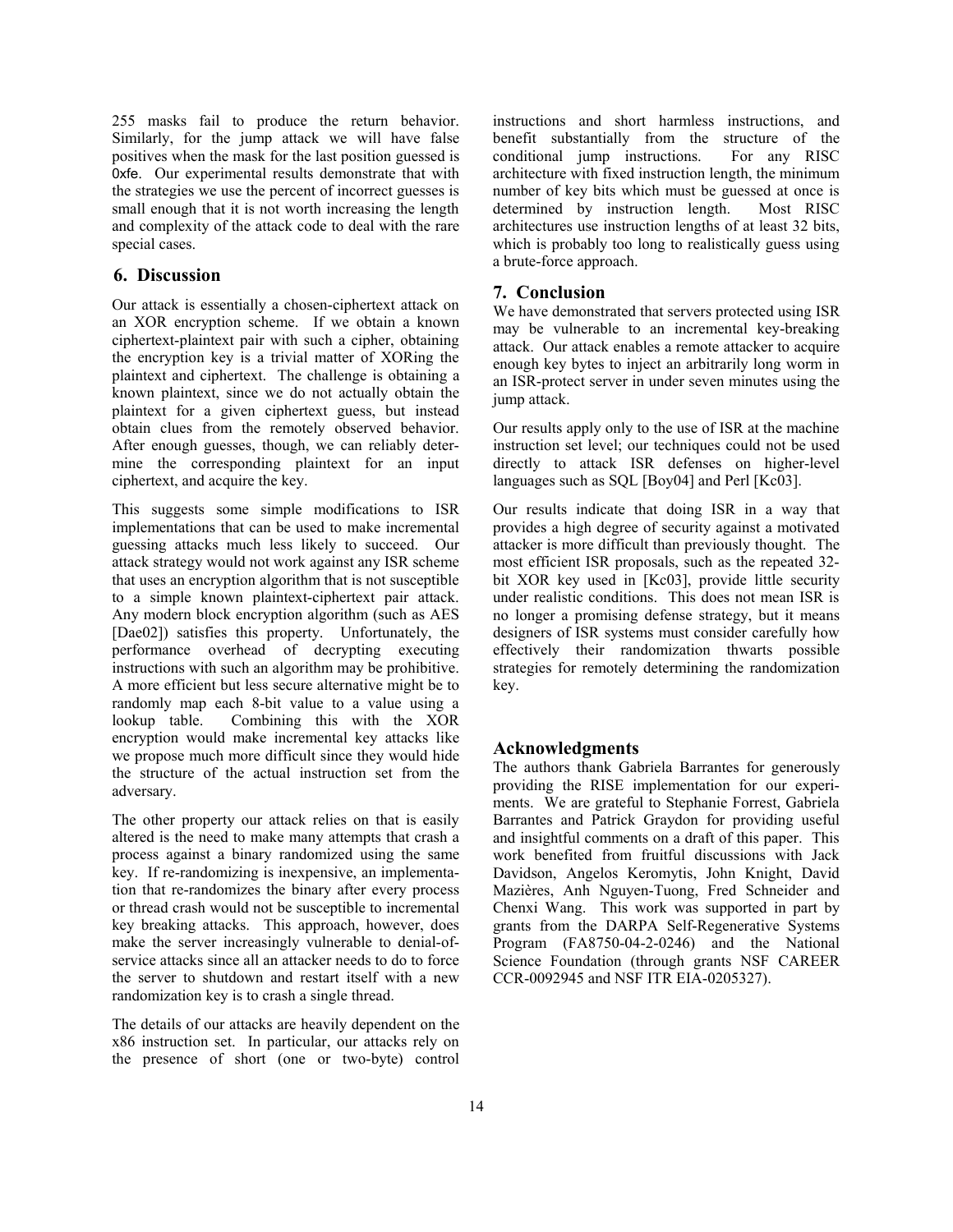255 masks fail to produce the return behavior. Similarly, for the jump attack we will have false positives when the mask for the last position guessed is 0xfe. Our experimental results demonstrate that with the strategies we use the percent of incorrect guesses is small enough that it is not worth increasing the length and complexity of the attack code to deal with the rare special cases.

## 6. Discussion

Our attack is essentially a chosen-ciphertext attack on an XOR encryption scheme. If we obtain a known ciphertext-plaintext pair with such a cipher, obtaining the encryption key is a trivial matter of XORing the plaintext and ciphertext. The challenge is obtaining a known plaintext, since we do not actually obtain the plaintext for a given ciphertext guess, but instead obtain clues from the remotely observed behavior. After enough guesses, though, we can reliably determine the corresponding plaintext for an input ciphertext, and acquire the key.

This suggests some simple modifications to ISR implementations that can be used to make incremental guessing attacks much less likely to succeed. Our attack strategy would not work against any ISR scheme that uses an encryption algorithm that is not susceptible to a simple known plaintext-ciphertext pair attack. Any modern block encryption algorithm (such as AES [Dae02]) satisfies this property. Unfortunately, the performance overhead of decrypting executing instructions with such an algorithm may be prohibitive. A more efficient but less secure alternative might be to randomly map each 8-bit value to a value using a lookup table. Combining this with the XOR encryption would make incremental key attacks like we propose much more difficult since they would hide the structure of the actual instruction set from the adversary.

The other property our attack relies on that is easily altered is the need to make many attempts that crash a process against a binary randomized using the same key. If re-randomizing is inexpensive, an implementation that re-randomizes the binary after every process or thread crash would not be susceptible to incremental key breaking attacks. This approach, however, does make the server increasingly vulnerable to denial-of-service attacks since all an attacker needs to do to force the server to shutdown and restart itself with a new randomization key is to crash a single thread.

The details of our attacks are heavily dependent on the x86 instruction set. In particular, our attacks rely on the presence of short (one or two-byte) control instructions and short harmless instructions, and benefit substantially from the structure of the conditional jump instructions. For any RISC architecture with fixed instruction length, the minimum number of key bits which must be guessed at once is determined by instruction length. Most RISC architectures use instruction lengths of at least 32 bits, which is probably too long to realistically guess using a brute-force approach.

## 7. Conclusion

We have demonstrated that servers protected using ISR may be vulnerable to an incremental key-breaking attack. Our attack enables a remote attacker to acquire enough key bytes to inject an arbitrarily long worm in an ISR-protect server in under seven minutes using the jump attack.

Our results apply only to the use of ISR at the machine instruction set level; our techniques could not be used directly to attack ISR defenses on higher-level languages such as SQL [Boy04] and Perl [Kc03].

Our results indicate that doing ISR in a way that provides a high degree of security against a motivated attacker is more difficult than previously thought. The most efficient ISR proposals, such as the repeated 32-bit XOR key used in [Kc03], provide little security under realistic conditions. This does not mean ISR is no longer a promising defense strategy, but it means designers of ISR systems must consider carefully how effectively their randomization thwarts possible strategies for remotely determining the randomization key.

## Acknowledgments

The authors thank Gabriela Barrantes for generously providing the RISE implementation for our experiments. We are grateful to Stephanie Forrest, Gabriela Barrantes and Patrick Graydon for providing useful and insightful comments on a draft of this paper. This work benefited from fruitful discussions with Jack Davidson, Angelos Keromytis, John Knight, David Mazières, Anh Nguyen-Tuong, Fred Schneider and Chenxi Wang. This work was supported in part by grants from the DARPA Self-Regenerative Systems Program (FA8750-04-2-0246) and the National Science Foundation (through grants NSF CAREER CCR-0092945 and NSF ITR EIA-0205327).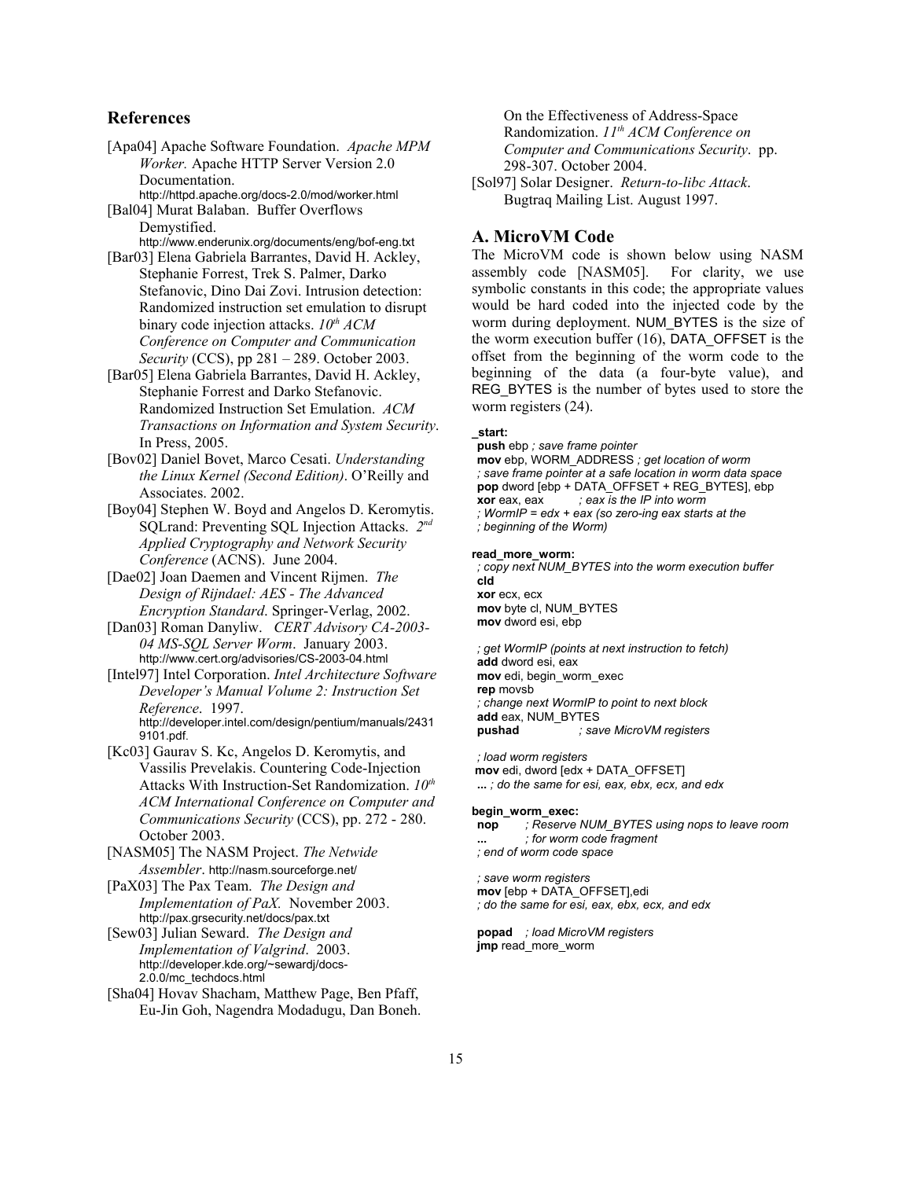## References

[Apa04] Apache Software Foundation. *Apache MPM Worker.* Apache HTTP Server Version 2.0 Documentation. http://httpd.apache.org/docs-2.0/mod/worker.html

[Bal04] Murat Balaban. Buffer Overflows Demystified. http://www.enderunix.org/documents/eng/bof-eng.txt

[Bar03] Elena Gabriela Barrantes, David H. Ackley, Stephanie Forrest, Trek S. Palmer, Darko Stefanovic, Dino Dai Zovi. Intrusion detection: Randomized instruction set emulation to disrupt binary code injection attacks. *10th ACM Conference on Computer and Communication Security* (CCS), pp 281 – 289. October 2003.

[Bar05] Elena Gabriela Barrantes, David H. Ackley, Stephanie Forrest and Darko Stefanovic. Randomized Instruction Set Emulation. *ACM Transactions on Information and System Security*. In Press, 2005.

[Bov02] Daniel Bovet, Marco Cesati. *Understanding the Linux Kernel (Second Edition)*. O'Reilly and Associates. 2002.

[Boy04] Stephen W. Boyd and Angelos D. Keromytis. SQLrand: Preventing SQL Injection Attacks. *2nd Applied Cryptography and Network Security Conference* (ACNS). June 2004.

[Dae02] Joan Daemen and Vincent Rijmen. *The Design of Rijndael: AES - The Advanced Encryption Standard*. Springer-Verlag, 2002.

[Dan03] Roman Danyliw. *CERT Advisory CA-2003-04 MS-SQL Server Worm*. January 2003. http://www.cert.org/advisories/CS-2003-04.html

[Intel97] Intel Corporation. *Intel Architecture Software Developer's Manual Volume 2: Instruction Set Reference*. 1997. http://developer.intel.com/design/pentium/manuals/24319101.pdf.

[Kc03] Gaurav S. Kc, Angelos D. Keromytis, and Vassilis Prevelakis. Countering Code-Injection Attacks With Instruction-Set Randomization. *10th ACM International Conference on Computer and Communications Security* (CCS), pp. 272 - 280. October 2003.

[NASM05] The NASM Project. *The Netwide Assembler*. http://nasm.sourceforge.net/

[PaX03] The Pax Team. *The Design and Implementation of PaX.* November 2003. http://pax.grsecurity.net/docs/pax.txt

[Sew03] Julian Seward. *The Design and Implementation of Valgrind*. 2003. http://developer.kde.org/~sewardj/docs-2.0.0/mc_techdocs.html

[Sha04] Hovav Shacham, Matthew Page, Ben Pfaff, Eu-Jin Goh, Nagendra Modadugu, Dan Boneh. On the Effectiveness of Address-Space Randomization. *11th ACM Conference on Computer and Communications Security*. pp. 298-307. October 2004.

[Sol97] Solar Designer. *Return-to-libc Attack*. Bugtraq Mailing List. August 1997.

## A. MicroVM Code

The MicroVM code is shown below using NASM assembly code [NASM05]. For clarity, we use symbolic constants in this code; the appropriate values would be hard coded into the injected code by the worm during deployment. NUM_BYTES is the size of the worm execution buffer (16), DATA_OFFSET is the offset from the beginning of the worm code to the beginning of the data (a four-byte value), and REG_BYTES is the number of bytes used to store the worm registers (24).

```
_start:
 push ebp ; save frame pointer
 mov ebp, WORM_ADDRESS ; get location of worm
 ; save frame pointer at a safe location in worm data space
 pop dword [ebp + DATA_OFFSET + REG_BYTES], ebp
 xor eax, eax         ; eax is the IP into worm
 ; WormIP = edx + eax (so zero-ing eax starts at the
 ; beginning of the Worm)

read_more_worm:
 ; copy next NUM_BYTES into the worm execution buffer
 cld
 xor ecx, ecx
 mov byte cl, NUM_BYTES
 mov dword esi, ebp

 ; get WormIP (points at next instruction to fetch)
 add dword esi, eax
 mov edi, begin_worm_exec
 rep movsb
 ; change next WormIP to point to next block
 add eax, NUM_BYTES
 pushad              ; save MicroVM registers

 ; load worm registers
 mov edi, dword [edx + DATA_OFFSET]
 ... ; do the same for esi, eax, ebx, ecx, and edx

begin_worm_exec:
 nop      ; Reserve NUM_BYTES using nops to leave room
 ...      ; for worm code fragment
 ; end of worm code space

 ; save worm registers
 mov [ebp + DATA_OFFSET],edi
 ; do the same for esi, eax, ebx, ecx, and edx

 popad   ; load MicroVM registers
 jmp read_more_worm
```